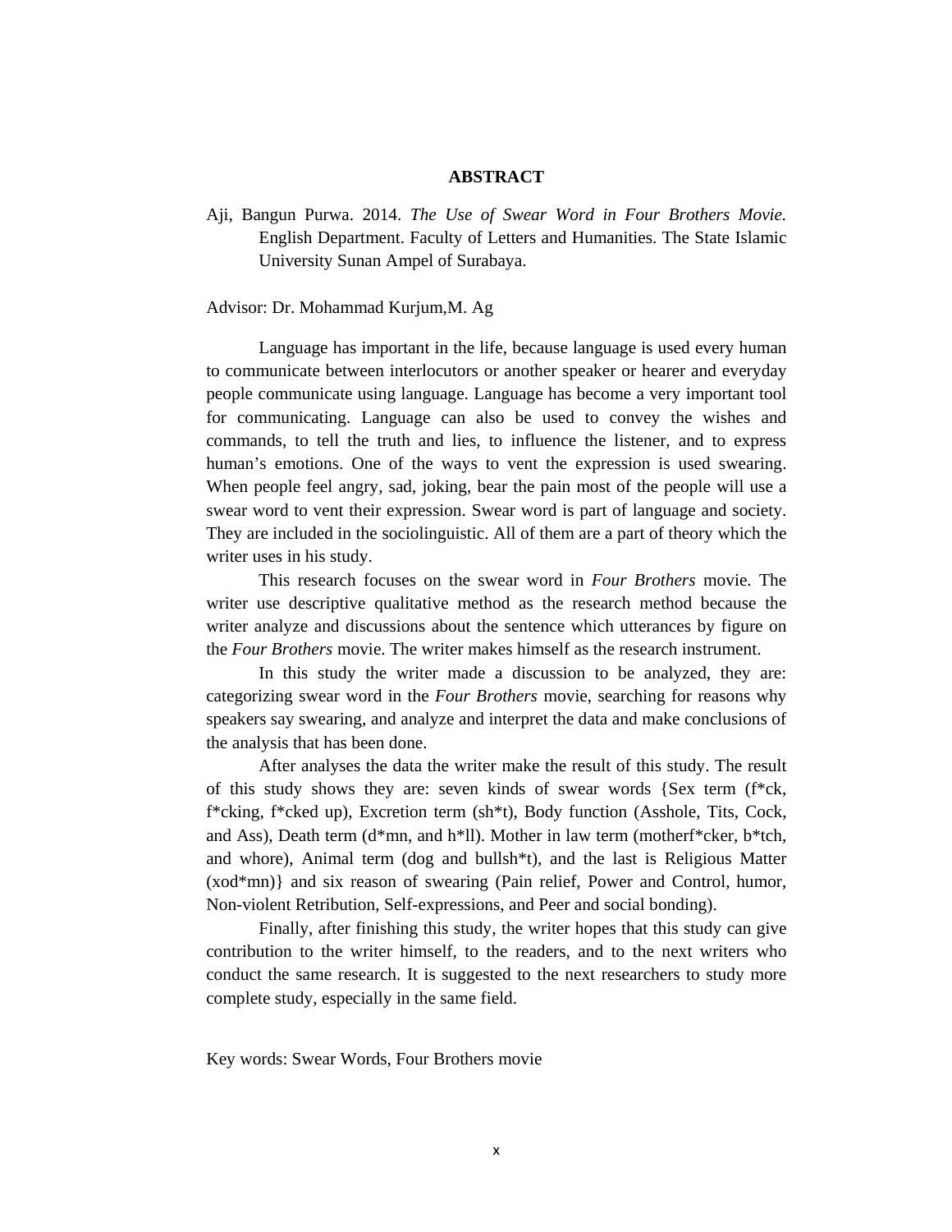# ABSTRACT

Aji, Bangun Purwa. 2014. *The Use of Swear Word in Four Brothers Movie.* English Department. Faculty of Letters and Humanities. The State Islamic University Sunan Ampel of Surabaya.

Advisor: Dr. Mohammad Kurjum,M. Ag

Language has important in the life, because language is used every human to communicate between interlocutors or another speaker or hearer and everyday people communicate using language. Language has become a very important tool for communicating. Language can also be used to convey the wishes and commands, to tell the truth and lies, to influence the listener, and to express human's emotions. One of the ways to vent the expression is used swearing. When people feel angry, sad, joking, bear the pain most of the people will use a swear word to vent their expression. Swear word is part of language and society. They are included in the sociolinguistic. All of them are a part of theory which the writer uses in his study.

This research focuses on the swear word in *Four Brothers* movie. The writer use descriptive qualitative method as the research method because the writer analyze and discussions about the sentence which utterances by figure on the *Four Brothers* movie. The writer makes himself as the research instrument.

In this study the writer made a discussion to be analyzed, they are: categorizing swear word in the *Four Brothers* movie, searching for reasons why speakers say swearing, and analyze and interpret the data and make conclusions of the analysis that has been done.

After analyses the data the writer make the result of this study. The result of this study shows they are: seven kinds of swear words {Sex term (f*ck, f*cking, f*cked up), Excretion term (sh*t), Body function (Asshole, Tits, Cock, and Ass), Death term (d*mn, and h*ll). Mother in law term (motherf*cker, b*tch, and whore), Animal term (dog and bullsh*t), and the last is Religious Matter (xod*mn)} and six reason of swearing (Pain relief, Power and Control, humor, Non-violent Retribution, Self-expressions, and Peer and social bonding).

Finally, after finishing this study, the writer hopes that this study can give contribution to the writer himself, to the readers, and to the next writers who conduct the same research. It is suggested to the next researchers to study more complete study, especially in the same field.

Key words: Swear Words, Four Brothers movie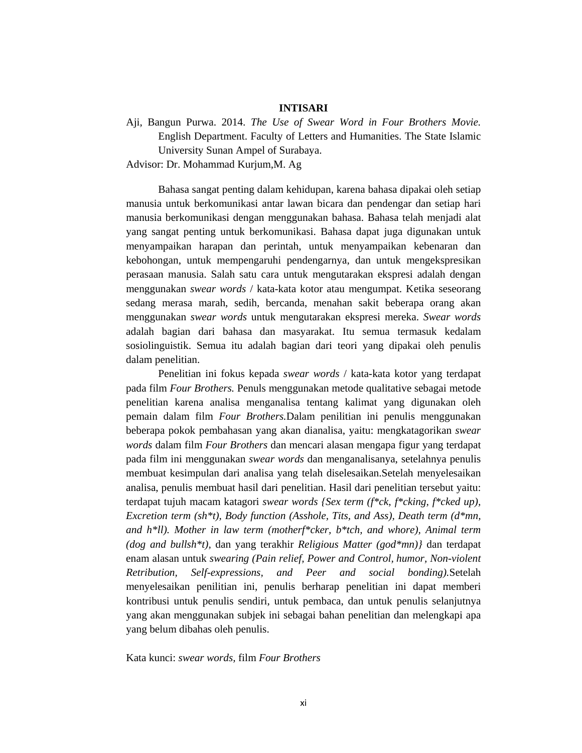# INTISARI

Aji, Bangun Purwa. 2014. *The Use of Swear Word in Four Brothers Movie.* English Department. Faculty of Letters and Humanities. The State Islamic University Sunan Ampel of Surabaya.

Advisor: Dr. Mohammad Kurjum,M. Ag

Bahasa sangat penting dalam kehidupan, karena bahasa dipakai oleh setiap manusia untuk berkomunikasi antar lawan bicara dan pendengar dan setiap hari manusia berkomunikasi dengan menggunakan bahasa. Bahasa telah menjadi alat yang sangat penting untuk berkomunikasi. Bahasa dapat juga digunakan untuk menyampaikan harapan dan perintah, untuk menyampaikan kebenaran dan kebohongan, untuk mempengaruhi pendengarnya, dan untuk mengekspresikan perasaan manusia. Salah satu cara untuk mengutarakan ekspresi adalah dengan menggunakan *swear words* / kata-kata kotor atau mengumpat. Ketika seseorang sedang merasa marah, sedih, bercanda, menahan sakit beberapa orang akan menggunakan *swear words* untuk mengutarakan ekspresi mereka. *Swear words* adalah bagian dari bahasa dan masyarakat. Itu semua termasuk kedalam sosiolinguistik. Semua itu adalah bagian dari teori yang dipakai oleh penulis dalam penelitian.

Penelitian ini fokus kepada *swear words* / kata-kata kotor yang terdapat pada film *Four Brothers.* Penuls menggunakan metode qualitative sebagai metode penelitian karena analisa menganalisa tentang kalimat yang digunakan oleh pemain dalam film *Four Brothers.*Dalam penilitian ini penulis menggunakan beberapa pokok pembahasan yang akan dianalisa, yaitu: mengkatagorikan *swear words* dalam film *Four Brothers* dan mencari alasan mengapa figur yang terdapat pada film ini menggunakan *swear words* dan menganalisanya, setelahnya penulis membuat kesimpulan dari analisa yang telah diselesaikan.Setelah menyelesaikan analisa, penulis membuat hasil dari penelitian. Hasil dari penelitian tersebut yaitu: terdapat tujuh macam katagori *swear words {Sex term (f*ck, f*cking, f*cked up), Excretion term (sh*t), Body function (Asshole, Tits, and Ass), Death term (d*mn, and h*ll). Mother in law term (motherf*cker, b*tch, and whore), Animal term (dog and bullsh*t),* dan yang terakhir *Religious Matter (god*mn)}* dan terdapat enam alasan untuk *swearing (Pain relief, Power and Control, humor, Non-violent Retribution, Self-expressions, and Peer and social bonding).*Setelah menyelesaikan penilitian ini, penulis berharap penelitian ini dapat memberi kontribusi untuk penulis sendiri, untuk pembaca, dan untuk penulis selanjutnya yang akan menggunakan subjek ini sebagai bahan penelitian dan melengkapi apa yang belum dibahas oleh penulis.

Kata kunci: *swear words,* film *Four Brothers*